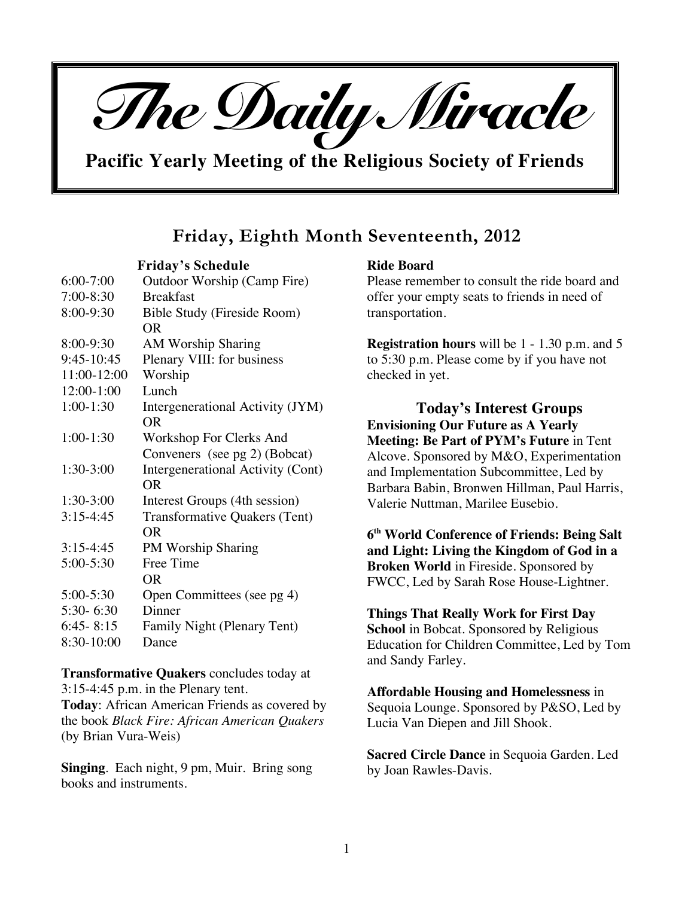# The Daily Miracle

**Pacific Yearly Meeting of the Religious Society of Friends**

## Friday, Eighth Month Seventeenth, 2012

### Friday's Schedule

| | |
|---|---|
| 6:00-7:00 | Outdoor Worship (Camp Fire) |
| 7:00-8:30 | Breakfast |
| 8:00-9:30 | Bible Study (Fireside Room) OR |
| 8:00-9:30 | AM Worship Sharing |
| 9:45-10:45 | Plenary VIII: for business |
| 11:00-12:00 | Worship |
| 12:00-1:00 | Lunch |
| 1:00-1:30 | Intergenerational Activity (JYM) OR |
| 1:00-1:30 | Workshop For Clerks And Conveners (see pg 2) (Bobcat) |
| 1:30-3:00 | Intergenerational Activity (Cont) OR |
| 1:30-3:00 | Interest Groups (4th session) |
| 3:15-4:45 | Transformative Quakers (Tent) OR |
| 3:15-4:45 | PM Worship Sharing |
| 5:00-5:30 | Free Time OR |
| 5:00-5:30 | Open Committees (see pg 4) |
| 5:30- 6:30 | Dinner |
| 6:45- 8:15 | Family Night (Plenary Tent) |
| 8:30-10:00 | Dance |

**Transformative Quakers** concludes today at 3:15-4:45 p.m. in the Plenary tent.
**Today**: African American Friends as covered by the book *Black Fire: African American Quakers* (by Brian Vura-Weis)

**Singing**. Each night, 9 pm, Muir. Bring song books and instruments.

**Ride Board**
Please remember to consult the ride board and offer your empty seats to friends in need of transportation.

**Registration hours** will be 1 - 1.30 p.m. and 5 to 5:30 p.m. Please come by if you have not checked in yet.

### Today's Interest Groups

**Envisioning Our Future as A Yearly Meeting: Be Part of PYM's Future** in Tent Alcove. Sponsored by M&O, Experimentation and Implementation Subcommittee, Led by Barbara Babin, Bronwen Hillman, Paul Harris, Valerie Nuttman, Marilee Eusebio.

**6th World Conference of Friends: Being Salt and Light: Living the Kingdom of God in a Broken World** in Fireside. Sponsored by FWCC, Led by Sarah Rose House-Lightner.

**Things That Really Work for First Day School** in Bobcat. Sponsored by Religious Education for Children Committee, Led by Tom and Sandy Farley.

**Affordable Housing and Homelessness** in Sequoia Lounge. Sponsored by P&SO, Led by Lucia Van Diepen and Jill Shook.

**Sacred Circle Dance** in Sequoia Garden. Led by Joan Rawles-Davis.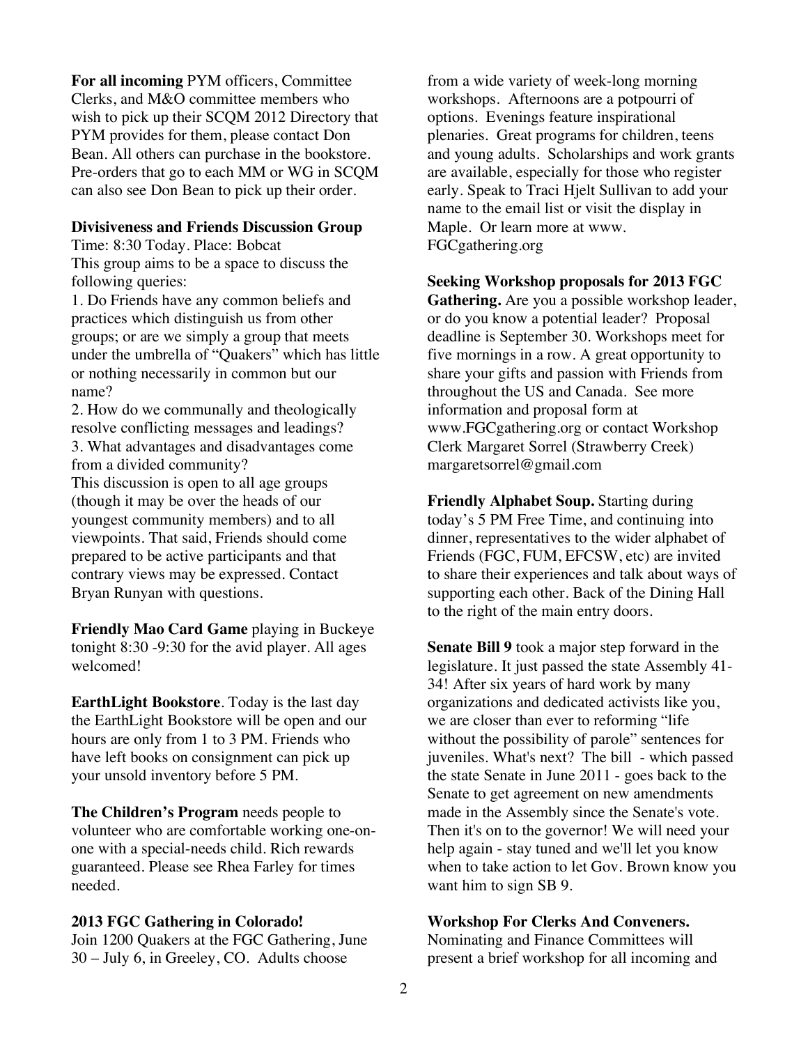**For all incoming** PYM officers, Committee Clerks, and M&O committee members who wish to pick up their SCQM 2012 Directory that PYM provides for them, please contact Don Bean. All others can purchase in the bookstore. Pre-orders that go to each MM or WG in SCQM can also see Don Bean to pick up their order.

**Divisiveness and Friends Discussion Group**
Time: 8:30 Today. Place: Bobcat
This group aims to be a space to discuss the following queries:
1. Do Friends have any common beliefs and practices which distinguish us from other groups; or are we simply a group that meets under the umbrella of "Quakers" which has little or nothing necessarily in common but our name?
2. How do we communally and theologically resolve conflicting messages and leadings?
3. What advantages and disadvantages come from a divided community?
This discussion is open to all age groups (though it may be over the heads of our youngest community members) and to all viewpoints. That said, Friends should come prepared to be active participants and that contrary views may be expressed. Contact Bryan Runyan with questions.

**Friendly Mao Card Game** playing in Buckeye tonight 8:30 -9:30 for the avid player. All ages welcomed!

**EarthLight Bookstore**. Today is the last day the EarthLight Bookstore will be open and our hours are only from 1 to 3 PM. Friends who have left books on consignment can pick up your unsold inventory before 5 PM.

**The Children's Program** needs people to volunteer who are comfortable working one-on-one with a special-needs child. Rich rewards guaranteed. Please see Rhea Farley for times needed.

**2013 FGC Gathering in Colorado!**
Join 1200 Quakers at the FGC Gathering, June 30 – July 6, in Greeley, CO. Adults choose from a wide variety of week-long morning workshops. Afternoons are a potpourri of options. Evenings feature inspirational plenaries. Great programs for children, teens and young adults. Scholarships and work grants are available, especially for those who register early. Speak to Traci Hjelt Sullivan to add your name to the email list or visit the display in Maple. Or learn more at www. FGCgathering.org

**Seeking Workshop proposals for 2013 FGC Gathering.** Are you a possible workshop leader, or do you know a potential leader? Proposal deadline is September 30. Workshops meet for five mornings in a row. A great opportunity to share your gifts and passion with Friends from throughout the US and Canada. See more information and proposal form at www.FGCgathering.org or contact Workshop Clerk Margaret Sorrel (Strawberry Creek) margaretsorrel@gmail.com

**Friendly Alphabet Soup.** Starting during today's 5 PM Free Time, and continuing into dinner, representatives to the wider alphabet of Friends (FGC, FUM, EFCSW, etc) are invited to share their experiences and talk about ways of supporting each other. Back of the Dining Hall to the right of the main entry doors.

**Senate Bill 9** took a major step forward in the legislature. It just passed the state Assembly 41-34! After six years of hard work by many organizations and dedicated activists like you, we are closer than ever to reforming "life without the possibility of parole" sentences for juveniles. What's next? The bill - which passed the state Senate in June 2011 - goes back to the Senate to get agreement on new amendments made in the Assembly since the Senate's vote. Then it's on to the governor! We will need your help again - stay tuned and we'll let you know when to take action to let Gov. Brown know you want him to sign SB 9.

**Workshop For Clerks And Conveners.**
Nominating and Finance Committees will present a brief workshop for all incoming and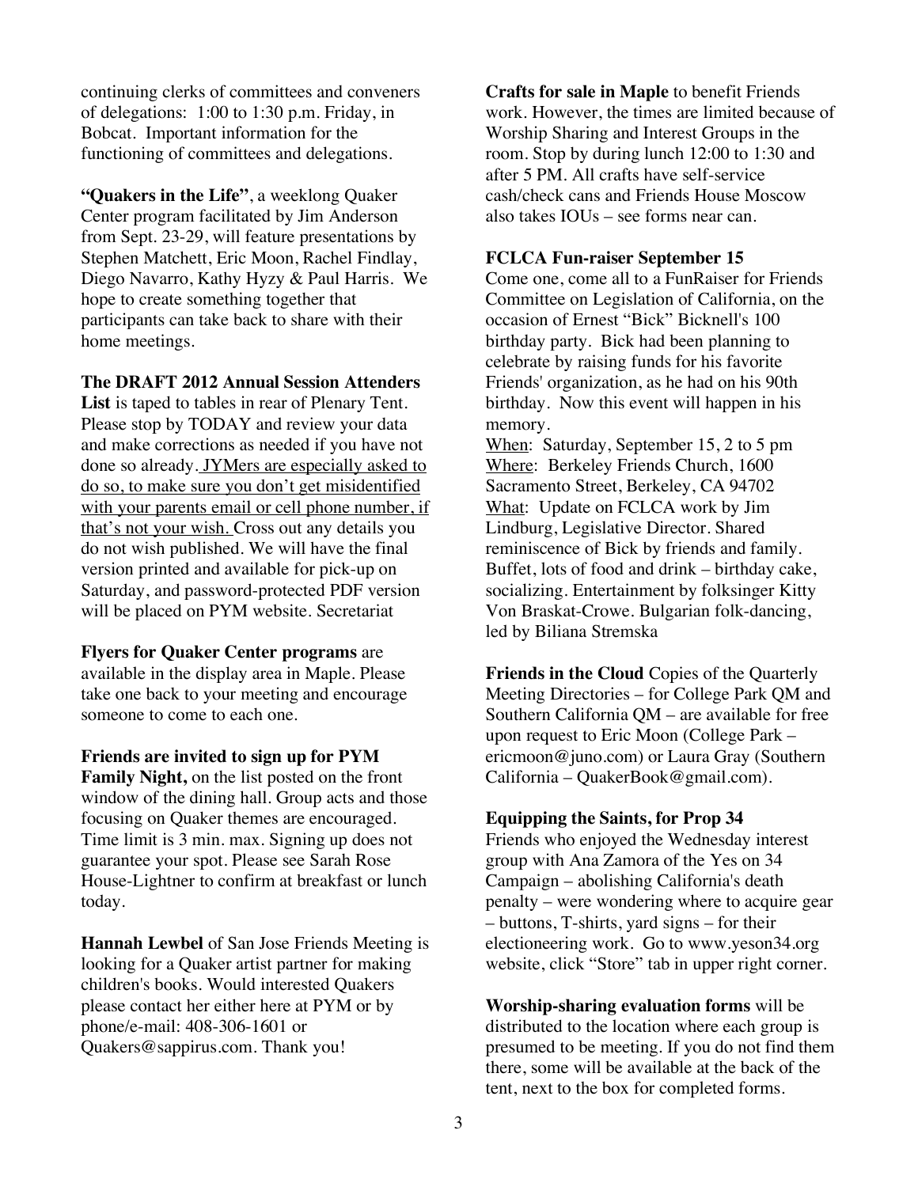continuing clerks of committees and conveners of delegations: 1:00 to 1:30 p.m. Friday, in Bobcat. Important information for the functioning of committees and delegations.

**"Quakers in the Life"**, a weeklong Quaker Center program facilitated by Jim Anderson from Sept. 23-29, will feature presentations by Stephen Matchett, Eric Moon, Rachel Findlay, Diego Navarro, Kathy Hyzy & Paul Harris. We hope to create something together that participants can take back to share with their home meetings.

**The DRAFT 2012 Annual Session Attenders List** is taped to tables in rear of Plenary Tent. Please stop by TODAY and review your data and make corrections as needed if you have not done so already. JYMers are especially asked to do so, to make sure you don't get misidentified with your parents email or cell phone number, if that's not your wish. Cross out any details you do not wish published. We will have the final version printed and available for pick-up on Saturday, and password-protected PDF version will be placed on PYM website. Secretariat

**Flyers for Quaker Center programs** are available in the display area in Maple. Please take one back to your meeting and encourage someone to come to each one.

**Friends are invited to sign up for PYM Family Night,** on the list posted on the front window of the dining hall. Group acts and those focusing on Quaker themes are encouraged. Time limit is 3 min. max. Signing up does not guarantee your spot. Please see Sarah Rose House-Lightner to confirm at breakfast or lunch today.

**Hannah Lewbel** of San Jose Friends Meeting is looking for a Quaker artist partner for making children's books. Would interested Quakers please contact her either here at PYM or by phone/e-mail: 408-306-1601 or Quakers@sappirus.com. Thank you!

**Crafts for sale in Maple** to benefit Friends work. However, the times are limited because of Worship Sharing and Interest Groups in the room. Stop by during lunch 12:00 to 1:30 and after 5 PM. All crafts have self-service cash/check cans and Friends House Moscow also takes IOUs – see forms near can.

**FCLCA Fun-raiser September 15**

Come one, come all to a FunRaiser for Friends Committee on Legislation of California, on the occasion of Ernest "Bick" Bicknell's 100 birthday party. Bick had been planning to celebrate by raising funds for his favorite Friends' organization, as he had on his 90th birthday. Now this event will happen in his memory.

When: Saturday, September 15, 2 to 5 pm
Where: Berkeley Friends Church, 1600 Sacramento Street, Berkeley, CA 94702
What: Update on FCLCA work by Jim Lindburg, Legislative Director. Shared reminiscence of Bick by friends and family. Buffet, lots of food and drink – birthday cake, socializing. Entertainment by folksinger Kitty Von Braskat-Crowe. Bulgarian folk-dancing, led by Biliana Stremska

**Friends in the Cloud** Copies of the Quarterly Meeting Directories – for College Park QM and Southern California QM – are available for free upon request to Eric Moon (College Park – ericmoon@juno.com) or Laura Gray (Southern California – QuakerBook@gmail.com).

**Equipping the Saints, for Prop 34**

Friends who enjoyed the Wednesday interest group with Ana Zamora of the Yes on 34 Campaign – abolishing California's death penalty – were wondering where to acquire gear – buttons, T-shirts, yard signs – for their electioneering work. Go to www.yeson34.org website, click "Store" tab in upper right corner.

**Worship-sharing evaluation forms** will be distributed to the location where each group is presumed to be meeting. If you do not find them there, some will be available at the back of the tent, next to the box for completed forms.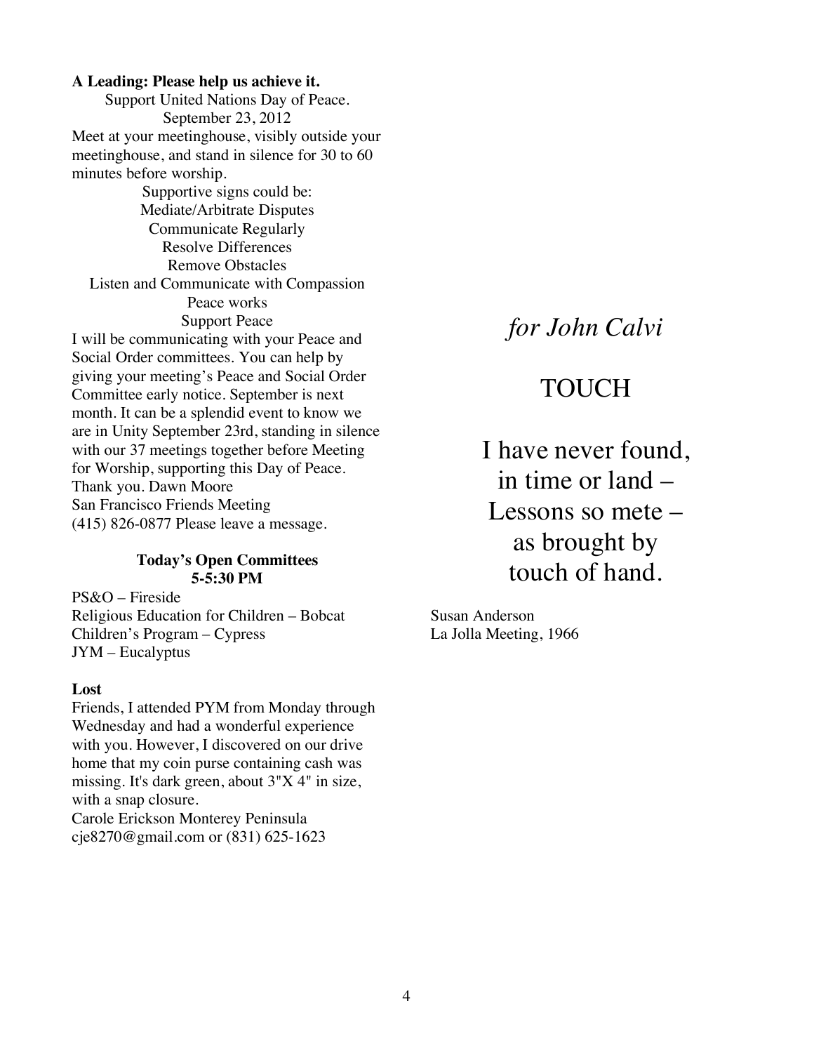**A Leading: Please help us achieve it.**

Support United Nations Day of Peace.
September 23, 2012

Meet at your meetinghouse, visibly outside your meetinghouse, and stand in silence for 30 to 60 minutes before worship.

Supportive signs could be:
Mediate/Arbitrate Disputes
Communicate Regularly
Resolve Differences
Remove Obstacles
Listen and Communicate with Compassion
Peace works
Support Peace

I will be communicating with your Peace and Social Order committees. You can help by giving your meeting's Peace and Social Order Committee early notice. September is next month. It can be a splendid event to know we are in Unity September 23rd, standing in silence with our 37 meetings together before Meeting for Worship, supporting this Day of Peace.
Thank you. Dawn Moore
San Francisco Friends Meeting
(415) 826-0877 Please leave a message.

**Today's Open Committees**
**5-5:30 PM**

PS&O – Fireside
Religious Education for Children – Bobcat
Children's Program – Cypress
JYM – Eucalyptus

**Lost**

Friends, I attended PYM from Monday through Wednesday and had a wonderful experience with you. However, I discovered on our drive home that my coin purse containing cash was missing. It's dark green, about 3"X 4" in size, with a snap closure.
Carole Erickson Monterey Peninsula
cje8270@gmail.com or (831) 625-1623

*for John Calvi*

TOUCH

I have never found,
in time or land –
Lessons so mete –
as brought by
touch of hand.

Susan Anderson
La Jolla Meeting, 1966